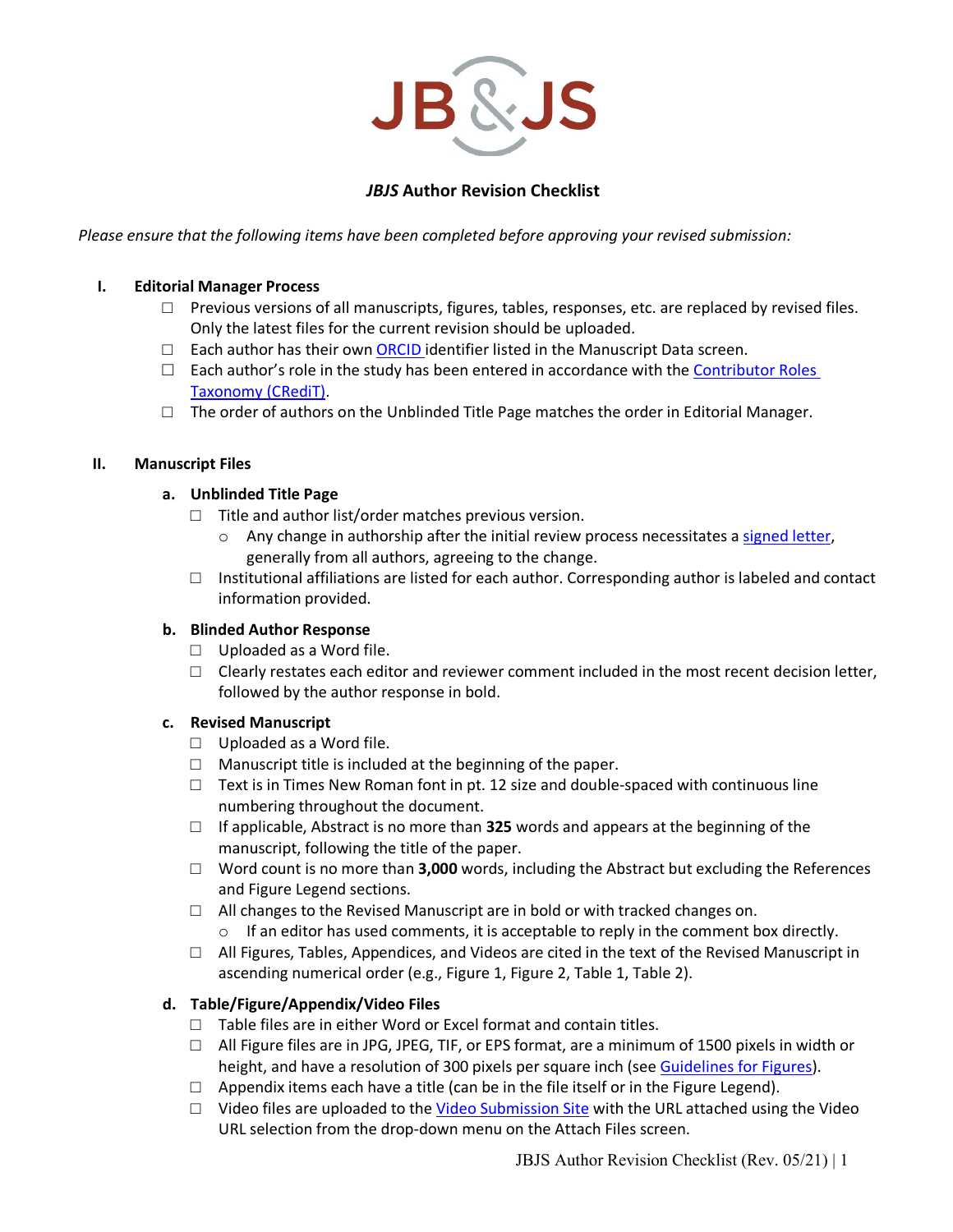JB & JS

# *JBJS* Author Revision Checklist

*Please ensure that the following items have been completed before approving your revised submission:*

## I. Editorial Manager Process

- ☐ Previous versions of all manuscripts, figures, tables, responses, etc. are replaced by revised files. Only the latest files for the current revision should be uploaded.
- ☐ Each author has their own ORCID identifier listed in the Manuscript Data screen.
- ☐ Each author's role in the study has been entered in accordance with the Contributor Roles Taxonomy (CRediT).
- ☐ The order of authors on the Unblinded Title Page matches the order in Editorial Manager.

## II. Manuscript Files

### a. Unblinded Title Page

- ☐ Title and author list/order matches previous version.
  - Any change in authorship after the initial review process necessitates a signed letter, generally from all authors, agreeing to the change.
- ☐ Institutional affiliations are listed for each author. Corresponding author is labeled and contact information provided.

### b. Blinded Author Response

- ☐ Uploaded as a Word file.
- ☐ Clearly restates each editor and reviewer comment included in the most recent decision letter, followed by the author response in bold.

### c. Revised Manuscript

- ☐ Uploaded as a Word file.
- ☐ Manuscript title is included at the beginning of the paper.
- ☐ Text is in Times New Roman font in pt. 12 size and double-spaced with continuous line numbering throughout the document.
- ☐ If applicable, Abstract is no more than **325** words and appears at the beginning of the manuscript, following the title of the paper.
- ☐ Word count is no more than **3,000** words, including the Abstract but excluding the References and Figure Legend sections.
- ☐ All changes to the Revised Manuscript are in bold or with tracked changes on.
  - If an editor has used comments, it is acceptable to reply in the comment box directly.
- ☐ All Figures, Tables, Appendices, and Videos are cited in the text of the Revised Manuscript in ascending numerical order (e.g., Figure 1, Figure 2, Table 1, Table 2).

### d. Table/Figure/Appendix/Video Files

- ☐ Table files are in either Word or Excel format and contain titles.
- ☐ All Figure files are in JPG, JPEG, TIF, or EPS format, are a minimum of 1500 pixels in width or height, and have a resolution of 300 pixels per square inch (see Guidelines for Figures).
- ☐ Appendix items each have a title (can be in the file itself or in the Figure Legend).
- ☐ Video files are uploaded to the Video Submission Site with the URL attached using the Video URL selection from the drop-down menu on the Attach Files screen.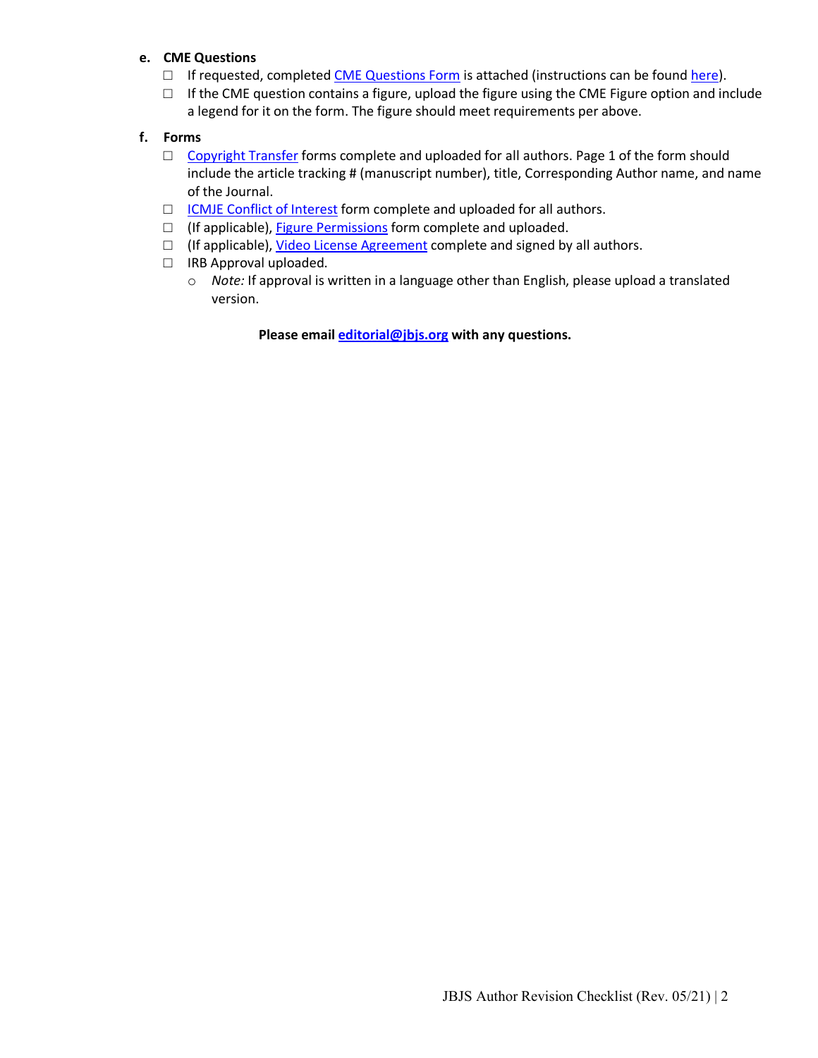**e. CME Questions**

- ☐ If requested, completed CME Questions Form is attached (instructions can be found here).
- ☐ If the CME question contains a figure, upload the figure using the CME Figure option and include a legend for it on the form. The figure should meet requirements per above.

**f. Forms**

- ☐ Copyright Transfer forms complete and uploaded for all authors. Page 1 of the form should include the article tracking # (manuscript number), title, Corresponding Author name, and name of the Journal.
- ☐ ICMJE Conflict of Interest form complete and uploaded for all authors.
- ☐ (If applicable), Figure Permissions form complete and uploaded.
- ☐ (If applicable), Video License Agreement complete and signed by all authors.
- ☐ IRB Approval uploaded.
  - *Note:* If approval is written in a language other than English, please upload a translated version.

**Please email editorial@jbjs.org with any questions.**